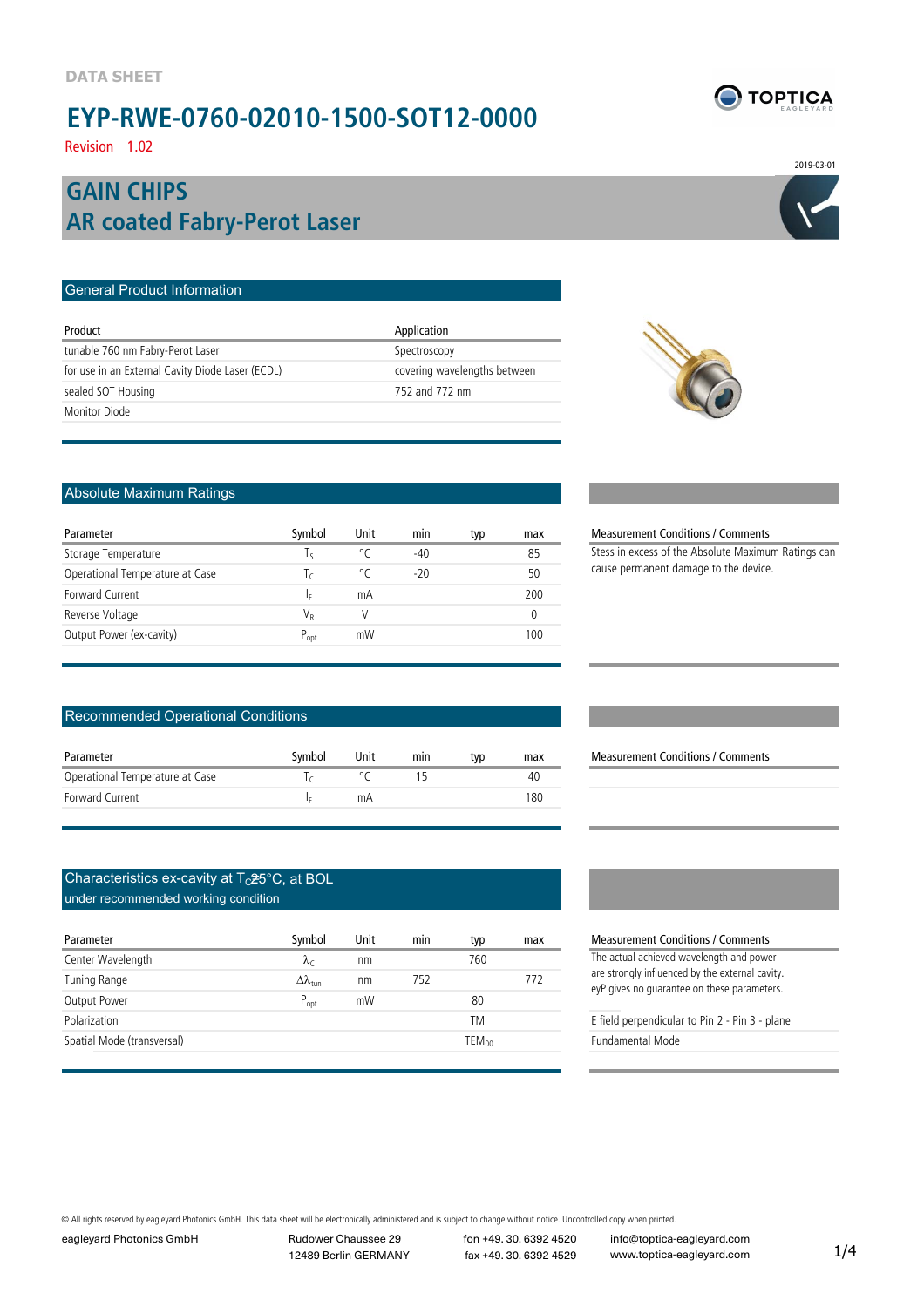DATA SHEET

# EYP-RWE-0760-02010-1500-SOT12-0000

Revision 1.02

2019-03-01

## GAIN CHIPS
## AR coated Fabry-Perot Laser

### General Product Information

| Product | Application |
|---|---|
| tunable 760 nm Fabry-Perot Laser | Spectroscopy |
| for use in an External Cavity Diode Laser (ECDL) | covering wavelengths between |
| sealed SOT Housing | 752 and 772 nm |
| Monitor Diode | |

### Absolute Maximum Ratings

| Parameter | Symbol | Unit | min | typ | max |
|---|---|---|---|---|---|
| Storage Temperature | $T_S$ | °C | -40 | | 85 |
| Operational Temperature at Case | $T_C$ | °C | -20 | | 50 |
| Forward Current | $I_F$ | mA | | | 200 |
| Reverse Voltage | $V_R$ | V | | | 0 |
| Output Power (ex-cavity) | $P_{opt}$ | mW | | | 100 |

Measurement Conditions / Comments

Stess in excess of the Absolute Maximum Ratings can cause permanent damage to the device.

### Recommended Operational Conditions

| Parameter | Symbol | Unit | min | typ | max |
|---|---|---|---|---|---|
| Operational Temperature at Case | $T_C$ | °C | 15 | | 40 |
| Forward Current | $I_F$ | mA | | | 180 |

Measurement Conditions / Comments

### Characteristics ex-cavity at $T_C$ 25°C, at BOL under recommended working condition

| Parameter | Symbol | Unit | min | typ | max | Measurement Conditions / Comments |
|---|---|---|---|---|---|---|
| Center Wavelength | $\lambda_C$ | nm | | 760 | | The actual achieved wavelength and power are strongly influenced by the external cavity. eyP gives no guarantee on these parameters. |
| Tuning Range | $\Delta\lambda_{tun}$ | nm | 752 | | 772 | |
| Output Power | $P_{opt}$ | mW | | 80 | | |
| Polarization | | | | TM | | E field perpendicular to Pin 2 - Pin 3 - plane |
| Spatial Mode (transversal) | | | | $TEM_{00}$ | | Fundamental Mode |

© All rights reserved by eagleyard Photonics GmbH. This data sheet will be electronically administered and is subject to change without notice. Uncontrolled copy when printed.

eagleyard Photonics GmbH | Rudower Chaussee 29, 12489 Berlin GERMANY | fon +49. 30. 6392 4520, fax +49. 30. 6392 4529 | info@toptica-eagleyard.com, www.toptica-eagleyard.com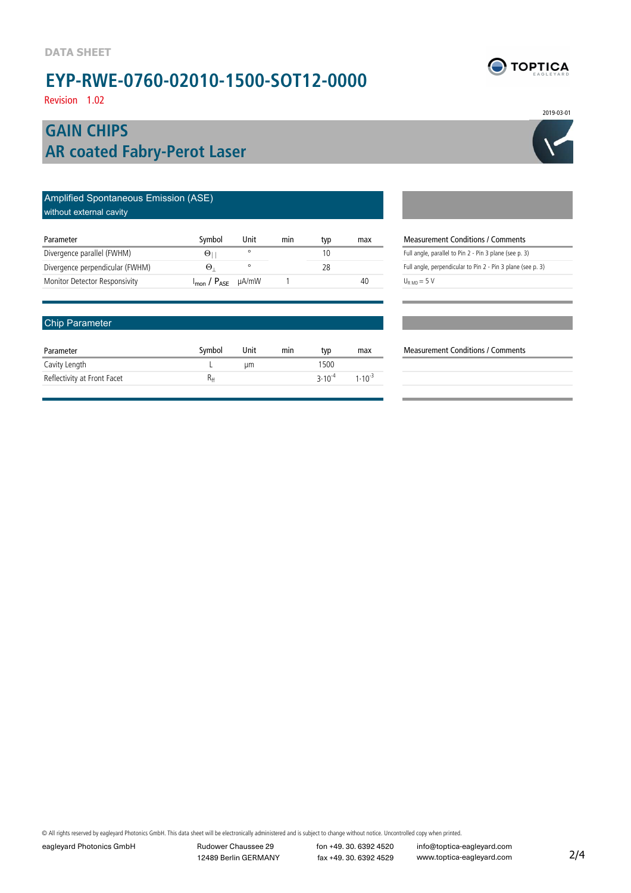DATA SHEET

# EYP-RWE-0760-02010-1500-SOT12-0000

Revision 1.02

2019-03-01

## GAIN CHIPS
## AR coated Fabry-Perot Laser

### Amplified Spontaneous Emission (ASE)
without external cavity

| Parameter | Symbol | Unit | min | typ | max | Measurement Conditions / Comments |
|---|---|---|---|---|---|---|
| Divergence parallel (FWHM) | $\Theta_{\|\|}$ | ° | | 10 | | Full angle, parallel to Pin 2 - Pin 3 plane (see p. 3) |
| Divergence perpendicular (FWHM) | $\Theta_{\perp}$ | ° | | 28 | | Full angle, perpendicular to Pin 2 - Pin 3 plane (see p. 3) |
| Monitor Detector Responsivity | $I_{mon}$ / $P_{ASE}$ | µA/mW | 1 | | 40 | $U_{R\ MD}$ = 5 V |

### Chip Parameter

| Parameter | Symbol | Unit | min | typ | max | Measurement Conditions / Comments |
|---|---|---|---|---|---|---|
| Cavity Length | L | µm | | 1500 | | |
| Reflectivity at Front Facet | $R_{ff}$ | | | $3 \cdot 10^{-4}$ | $1 \cdot 10^{-3}$ | |

© All rights reserved by eagleyard Photonics GmbH. This data sheet will be electronically administered and is subject to change without notice. Uncontrolled copy when printed.

eagleyard Photonics GmbH | Rudower Chaussee 29, 12489 Berlin GERMANY | fon +49. 30. 6392 4520, fax +49. 30. 6392 4529 | info@toptica-eagleyard.com, www.toptica-eagleyard.com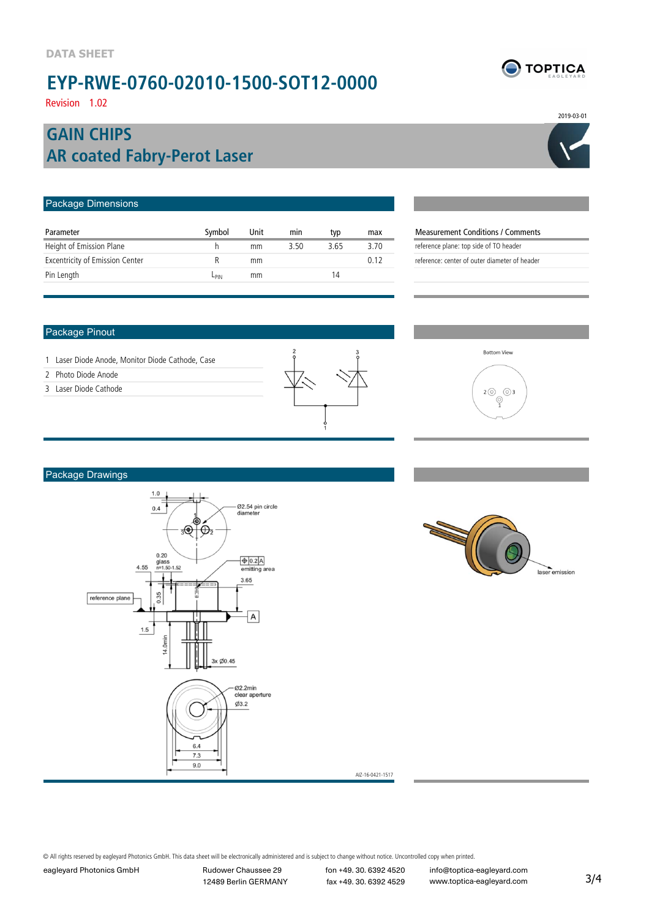DATA SHEET

# EYP-RWE-0760-02010-1500-SOT12-0000

Revision 1.02

2019-03-01

## GAIN CHIPS
## AR coated Fabry-Perot Laser

### Package Dimensions

| Parameter | Symbol | Unit | min | typ | max | Measurement Conditions / Comments |
|---|---|---|---|---|---|---|
| Height of Emission Plane | h | mm | 3.50 | 3.65 | 3.70 | reference plane: top side of TO header |
| Excentricity of Emission Center | R | mm | | | 0.12 | reference: center of outer diameter of header |
| Pin Length | $L_{PIN}$ | mm | | 14 | | |

### Package Pinout

1. Laser Diode Anode, Monitor Diode Cathode, Case
2. Photo Diode Anode
3. Laser Diode Cathode

2
3
1

Bottom View

2
3
1

### Package Drawings

1.0
0.4
Ø2.54 pin circle diameter
3
2
1
0.20 glass n=1.50-1.52
4.55
emitting area
0.2 A
3.65
reference plane
0.35
A
1.5
14.0min
3x Ø0.45
Ø2.2min clear aperture
Ø3.2
6.4
7.3
9.0

AIZ-16-0421-1517

laser emission

© All rights reserved by eagleyard Photonics GmbH. This data sheet will be electronically administered and is subject to change without notice. Uncontrolled copy when printed.

eagleyard Photonics GmbH | Rudower Chaussee 29, 12489 Berlin GERMANY | fon +49. 30. 6392 4520, fax +49. 30. 6392 4529 | info@toptica-eagleyard.com, www.toptica-eagleyard.com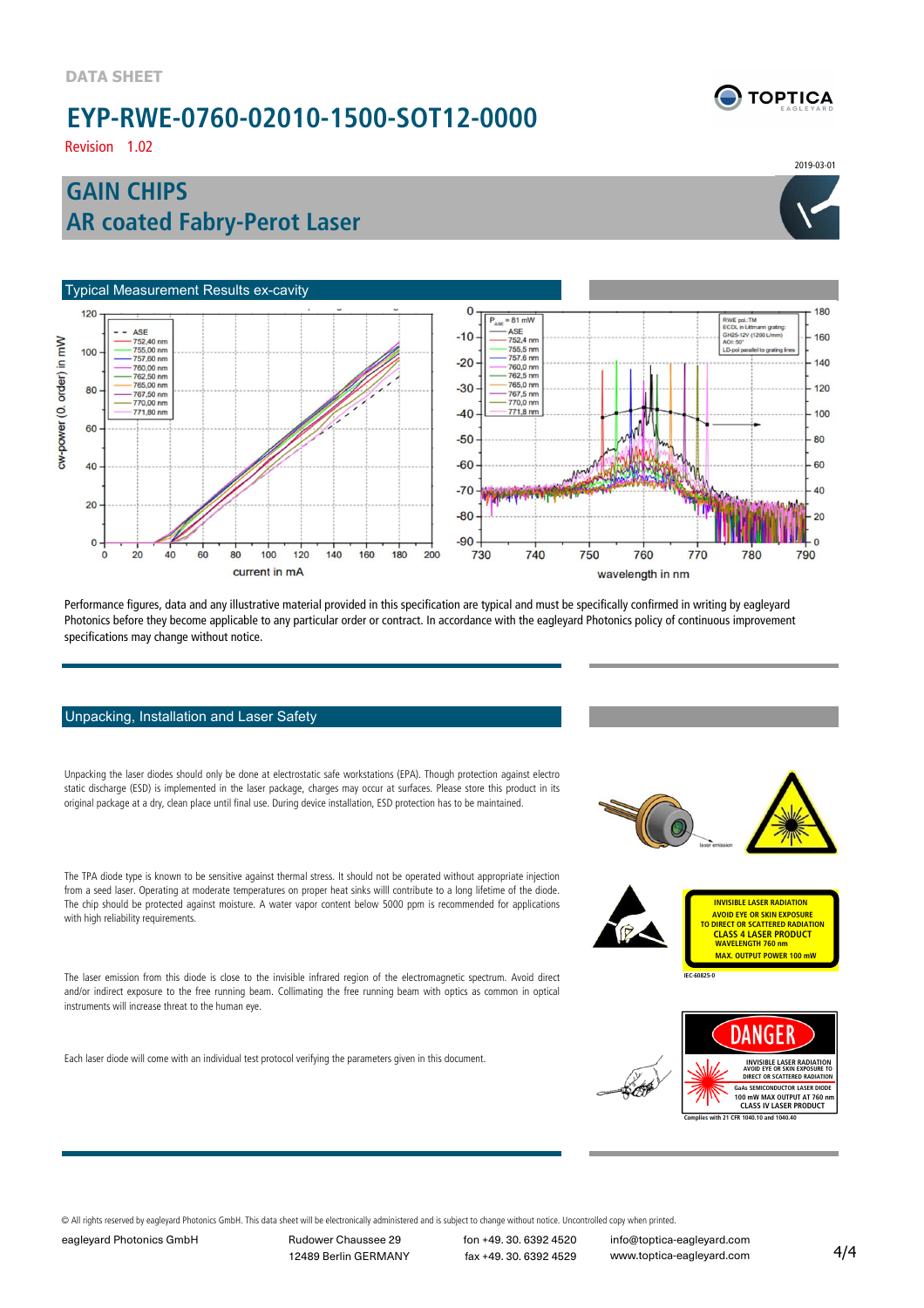DATA SHEET

# EYP-RWE-0760-02010-1500-SOT12-0000

Revision 1.02

2019-03-01

## GAIN CHIPS
## AR coated Fabry-Perot Laser

### Typical Measurement Results ex-cavity

cw-power (0. order) in mW

120
100
80
60
40
20
0

0 20 40 60 80 100 120 140 160 180 200

current in mA

ASE
752,40 nm
755,00 nm
757,60 nm
760,00 nm
762,50 nm
765,00 nm
767,50 nm
770,00 nm
771,80 nm

0
-10
-20
-30
-40
-50
-60
-70
-80
-90

730 740 750 760 770 780 790

wavelength in nm

$P_{ASE}$ = 81 mW
ASE
752,4 nm
755,5 nm
757,6 nm
760,0 nm
762,5 nm
765,0 nm
767,5 nm
770,0 nm
771,8 nm

RWE pol.:TM
ECDL in Littmann grating:
GH25-12V (1200 L/mm)
AOI: 50°
LD-pol parallel to grating lines

180
160
140
120
100
80
60
40
20
0

Performance figures, data and any illustrative material provided in this specification are typical and must be specifically confirmed in writing by eagleyard Photonics before they become applicable to any particular order or contract. In accordance with the eagleyard Photonics policy of continuous improvement specifications may change without notice.

### Unpacking, Installation and Laser Safety

Unpacking the laser diodes should only be done at electrostatic safe workstations (EPA). Though protection against electro static discharge (ESD) is implemented in the laser package, charges may occur at surfaces. Please store this product in its original package at a dry, clean place until final use. During device installation, ESD protection has to be maintained.

The TPA diode type is known to be sensitive against thermal stress. It should not be operated without appropriate injection from a seed laser. Operating at moderate temperatures on proper heat sinks willl contribute to a long lifetime of the diode. The chip should be protected against moisture. A water vapor content below 5000 ppm is recommended for applications with high reliability requirements.

The laser emission from this diode is close to the invisible infrared region of the electromagnetic spectrum. Avoid direct and/or indirect exposure to the free running beam. Collimating the free running beam with optics as common in optical instruments will increase threat to the human eye.

Each laser diode will come with an individual test protocol verifying the parameters given in this document.

laser emission

INVISIBLE LASER RADIATION
AVOID EYE OR SKIN EXPOSURE
TO DIRECT OR SCATTERED RADIATION
CLASS 4 LASER PRODUCT
WAVELENGTH 760 nm
MAX. OUTPUT POWER 100 mW

IEC-60825-0

DANGER

INVISIBLE LASER RADIATION
AVOID EYE OR SKIN EXPOSURE TO
DIRECT OR SCATTERED RADIATION
GaAs SEMICONDUCTOR LASER DIODE
100 mW MAX OUTPUT AT 760 nm
CLASS IV LASER PRODUCT

Complies with 21 CFR 1040.10 and 1040.40

© All rights reserved by eagleyard Photonics GmbH. This data sheet will be electronically administered and is subject to change without notice. Uncontrolled copy when printed.

eagleyard Photonics GmbH | Rudower Chaussee 29, 12489 Berlin GERMANY | fon +49. 30. 6392 4520, fax +49. 30. 6392 4529 | info@toptica-eagleyard.com, www.toptica-eagleyard.com